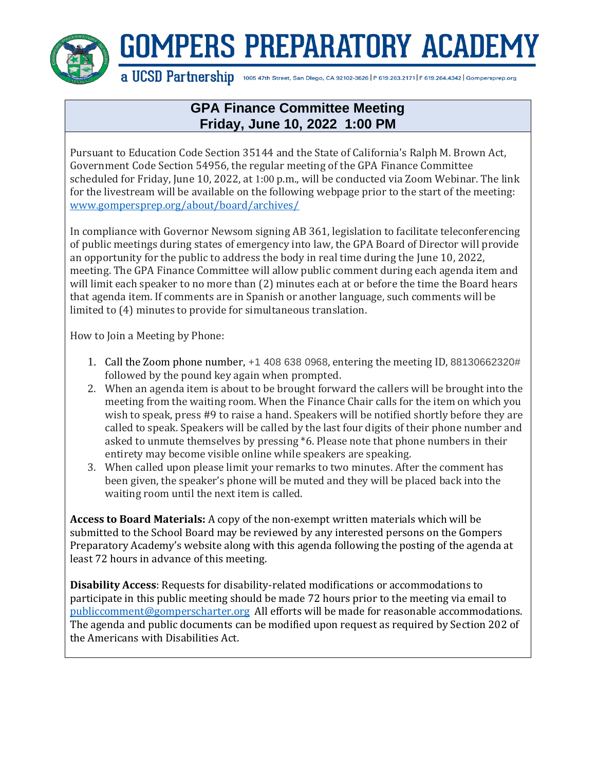# GOMPERS PREPARATORY ACADEMY

**a UCSD Partnership** 1005 47th Street, San Diego, CA 92102-3626 | P 619.263.2171 | F 619.264.4342 | Gompersprep.org

## GPA Finance Committee Meeting
## Friday, June 10, 2022 1:00 PM

Pursuant to Education Code Section 35144 and the State of California's Ralph M. Brown Act, Government Code Section 54956, the regular meeting of the GPA Finance Committee scheduled for Friday, June 10, 2022, at 1:00 p.m., will be conducted via Zoom Webinar. The link for the livestream will be available on the following webpage prior to the start of the meeting: www.gompersprep.org/about/board/archives/

In compliance with Governor Newsom signing AB 361, legislation to facilitate teleconferencing of public meetings during states of emergency into law, the GPA Board of Director will provide an opportunity for the public to address the body in real time during the June 10, 2022, meeting. The GPA Finance Committee will allow public comment during each agenda item and will limit each speaker to no more than (2) minutes each at or before the time the Board hears that agenda item. If comments are in Spanish or another language, such comments will be limited to (4) minutes to provide for simultaneous translation.

How to Join a Meeting by Phone:

1. Call the Zoom phone number, +1 408 638 0968, entering the meeting ID, 88130662320# followed by the pound key again when prompted.
2. When an agenda item is about to be brought forward the callers will be brought into the meeting from the waiting room. When the Finance Chair calls for the item on which you wish to speak, press #9 to raise a hand. Speakers will be notified shortly before they are called to speak. Speakers will be called by the last four digits of their phone number and asked to unmute themselves by pressing *6. Please note that phone numbers in their entirety may become visible online while speakers are speaking.
3. When called upon please limit your remarks to two minutes. After the comment has been given, the speaker's phone will be muted and they will be placed back into the waiting room until the next item is called.

**Access to Board Materials:** A copy of the non-exempt written materials which will be submitted to the School Board may be reviewed by any interested persons on the Gompers Preparatory Academy's website along with this agenda following the posting of the agenda at least 72 hours in advance of this meeting.

**Disability Access**: Requests for disability-related modifications or accommodations to participate in this public meeting should be made 72 hours prior to the meeting via email to publiccomment@gomperscharter.org All efforts will be made for reasonable accommodations. The agenda and public documents can be modified upon request as required by Section 202 of the Americans with Disabilities Act.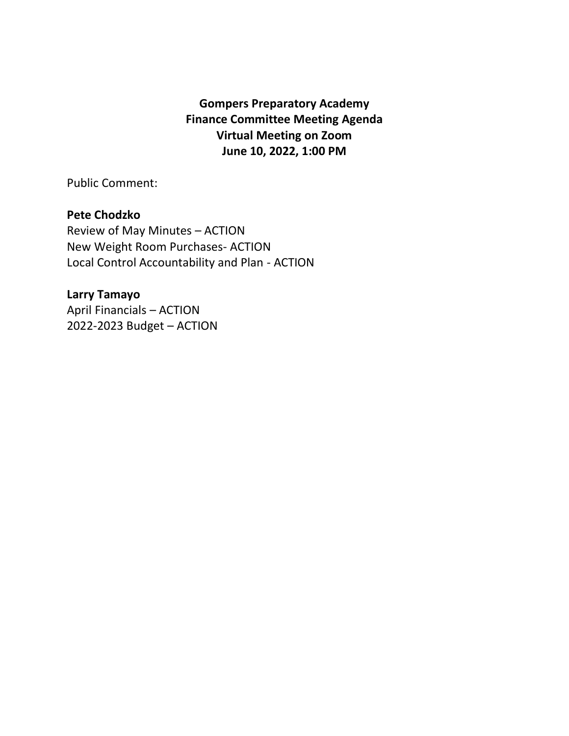**Gompers Preparatory Academy**
**Finance Committee Meeting Agenda**
**Virtual Meeting on Zoom**
**June 10, 2022, 1:00 PM**

Public Comment:

**Pete Chodzko**
Review of May Minutes – ACTION
New Weight Room Purchases- ACTION
Local Control Accountability and Plan - ACTION

**Larry Tamayo**
April Financials – ACTION
2022-2023 Budget – ACTION